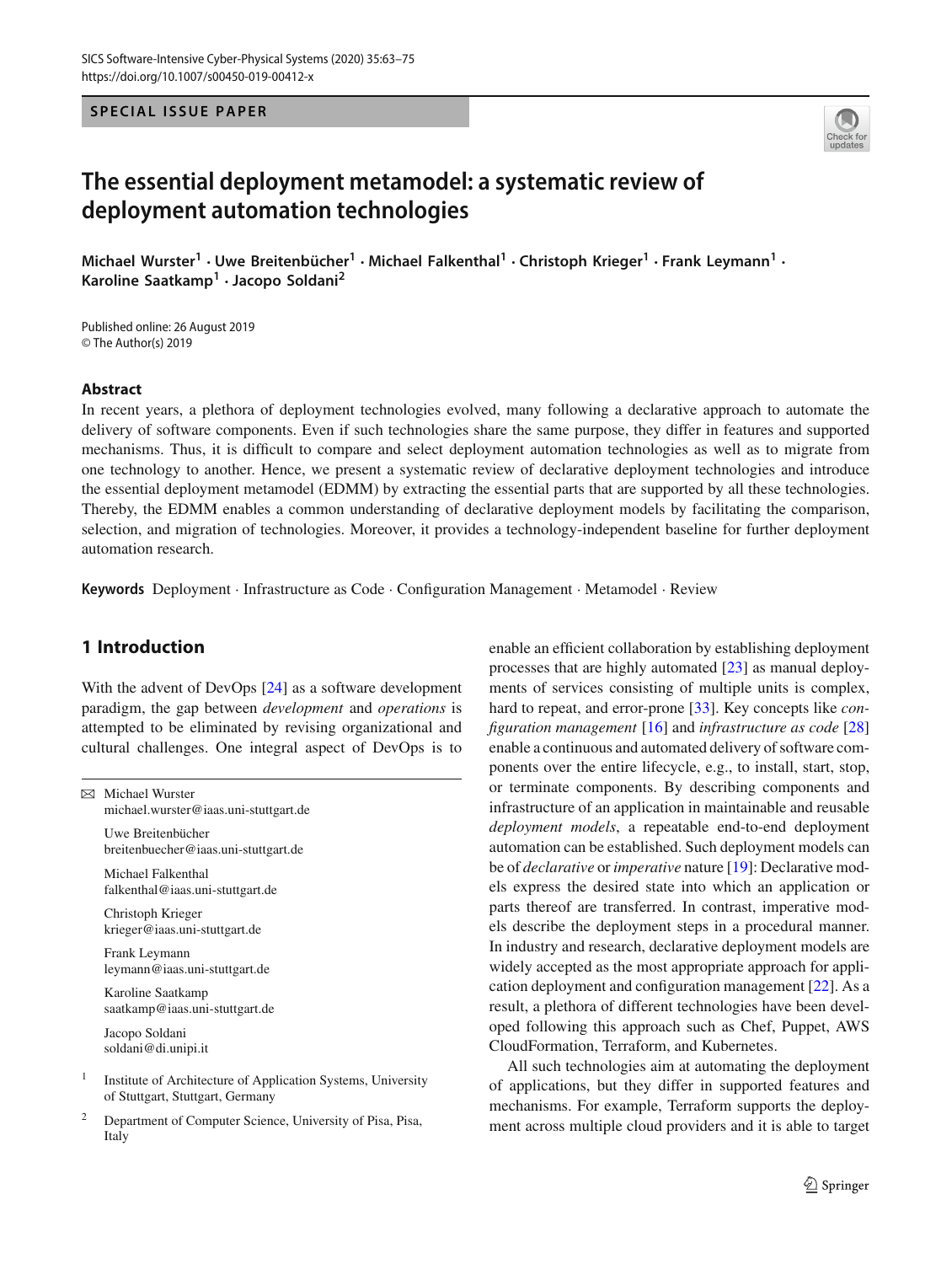SPECIAL ISSUE PAPER

# The essential deployment metamodel: a systematic review of deployment automation technologies

**Michael Wurster[1] · Uwe Breitenbücher[1] · Michael Falkenthal[1] · Christoph Krieger[1] · Frank Leymann[1] · Karoline Saatkamp[1] · Jacopo Soldani[2]**

Published online: 26 August 2019
© The Author(s) 2019

## Abstract

In recent years, a plethora of deployment technologies evolved, many following a declarative approach to automate the delivery of software components. Even if such technologies share the same purpose, they differ in features and supported mechanisms. Thus, it is difficult to compare and select deployment automation technologies as well as to migrate from one technology to another. Hence, we present a systematic review of declarative deployment technologies and introduce the essential deployment metamodel (EDMM) by extracting the essential parts that are supported by all these technologies. Thereby, the EDMM enables a common understanding of declarative deployment models by facilitating the comparison, selection, and migration of technologies. Moreover, it provides a technology-independent baseline for further deployment automation research.

**Keywords** Deployment · Infrastructure as Code · Configuration Management · Metamodel · Review

## 1 Introduction

With the advent of DevOps [24] as a software development paradigm, the gap between *development* and *operations* is attempted to be eliminated by revising organizational and cultural challenges. One integral aspect of DevOps is to enable an efficient collaboration by establishing deployment processes that are highly automated [23] as manual deployments of services consisting of multiple units is complex, hard to repeat, and error-prone [33]. Key concepts like *configuration management* [16] and *infrastructure as code* [28] enable a continuous and automated delivery of software components over the entire lifecycle, e.g., to install, start, stop, or terminate components. By describing components and infrastructure of an application in maintainable and reusable *deployment models*, a repeatable end-to-end deployment automation can be established. Such deployment models can be of *declarative* or *imperative* nature [19]: Declarative models express the desired state into which an application or parts thereof are transferred. In contrast, imperative models describe the deployment steps in a procedural manner. In industry and research, declarative deployment models are widely accepted as the most appropriate approach for application deployment and configuration management [22]. As a result, a plethora of different technologies have been developed following this approach such as Chef, Puppet, AWS CloudFormation, Terraform, and Kubernetes.

All such technologies aim at automating the deployment of applications, but they differ in supported features and mechanisms. For example, Terraform supports the deployment across multiple cloud providers and it is able to target

---

✉ Michael Wurster
michael.wurster@iaas.uni-stuttgart.de

Uwe Breitenbücher
breitenbuecher@iaas.uni-stuttgart.de

Michael Falkenthal
falkenthal@iaas.uni-stuttgart.de

Christoph Krieger
krieger@iaas.uni-stuttgart.de

Frank Leymann
leymann@iaas.uni-stuttgart.de

Karoline Saatkamp
saatkamp@iaas.uni-stuttgart.de

Jacopo Soldani
soldani@di.unipi.it

[1] Institute of Architecture of Application Systems, University of Stuttgart, Stuttgart, Germany

[2] Department of Computer Science, University of Pisa, Pisa, Italy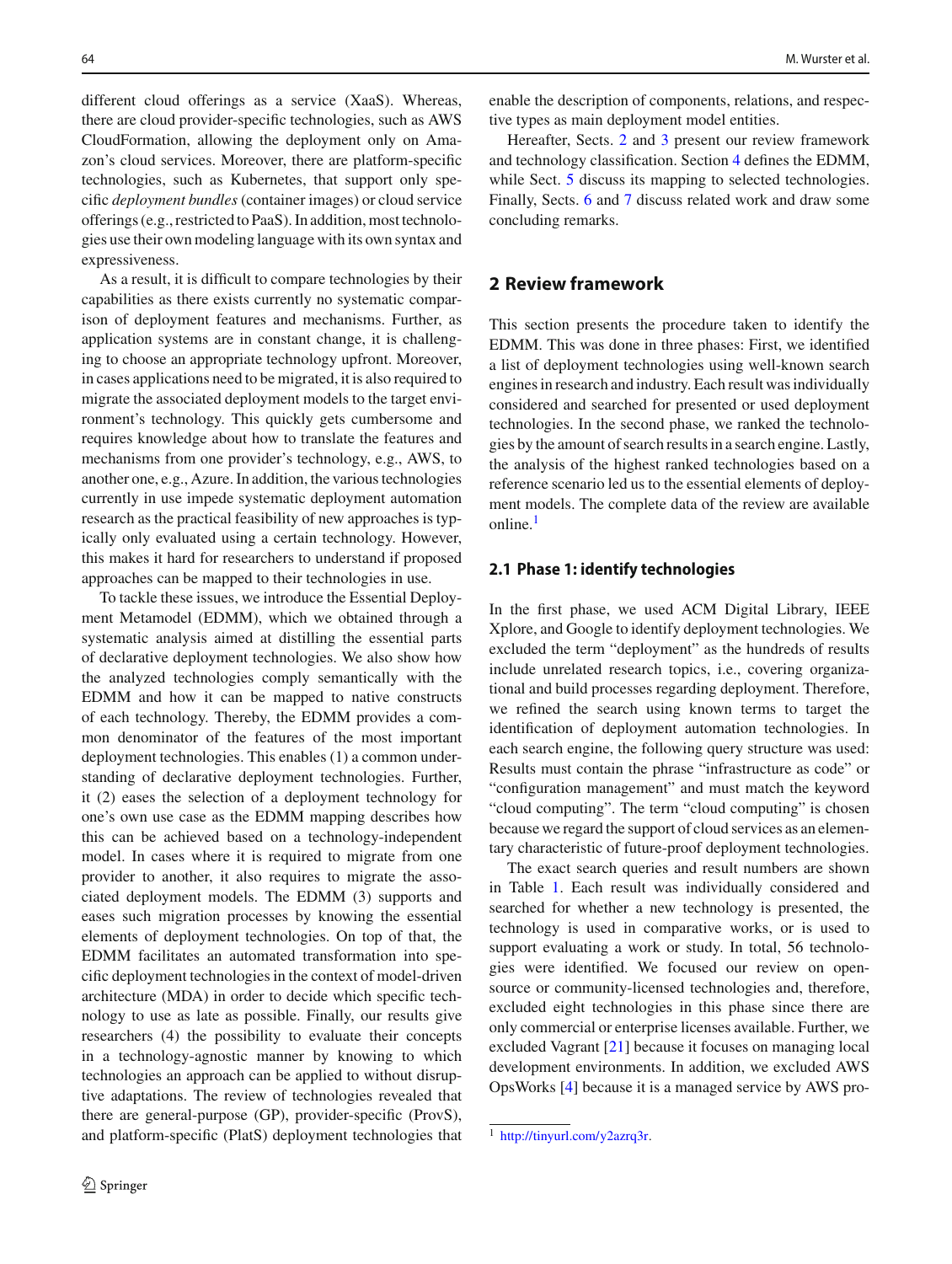different cloud offerings as a service (XaaS). Whereas, there are cloud provider-specific technologies, such as AWS CloudFormation, allowing the deployment only on Amazon's cloud services. Moreover, there are platform-specific technologies, such as Kubernetes, that support only specific *deployment bundles* (container images) or cloud service offerings (e.g., restricted to PaaS). In addition, most technologies use their own modeling language with its own syntax and expressiveness.

As a result, it is difficult to compare technologies by their capabilities as there exists currently no systematic comparison of deployment features and mechanisms. Further, as application systems are in constant change, it is challenging to choose an appropriate technology upfront. Moreover, in cases applications need to be migrated, it is also required to migrate the associated deployment models to the target environment's technology. This quickly gets cumbersome and requires knowledge about how to translate the features and mechanisms from one provider's technology, e.g., AWS, to another one, e.g., Azure. In addition, the various technologies currently in use impede systematic deployment automation research as the practical feasibility of new approaches is typically only evaluated using a certain technology. However, this makes it hard for researchers to understand if proposed approaches can be mapped to their technologies in use.

To tackle these issues, we introduce the Essential Deployment Metamodel (EDMM), which we obtained through a systematic analysis aimed at distilling the essential parts of declarative deployment technologies. We also show how the analyzed technologies comply semantically with the EDMM and how it can be mapped to native constructs of each technology. Thereby, the EDMM provides a common denominator of the features of the most important deployment technologies. This enables (1) a common understanding of declarative deployment technologies. Further, it (2) eases the selection of a deployment technology for one's own use case as the EDMM mapping describes how this can be achieved based on a technology-independent model. In cases where it is required to migrate from one provider to another, it also requires to migrate the associated deployment models. The EDMM (3) supports and eases such migration processes by knowing the essential elements of deployment technologies. On top of that, the EDMM facilitates an automated transformation into specific deployment technologies in the context of model-driven architecture (MDA) in order to decide which specific technology to use as late as possible. Finally, our results give researchers (4) the possibility to evaluate their concepts in a technology-agnostic manner by knowing to which technologies an approach can be applied to without disruptive adaptations. The review of technologies revealed that there are general-purpose (GP), provider-specific (ProvS), and platform-specific (PlatS) deployment technologies that enable the description of components, relations, and respective types as main deployment model entities.

Hereafter, Sects. 2 and 3 present our review framework and technology classification. Section 4 defines the EDMM, while Sect. 5 discuss its mapping to selected technologies. Finally, Sects. 6 and 7 discuss related work and draw some concluding remarks.

## 2 Review framework

This section presents the procedure taken to identify the EDMM. This was done in three phases: First, we identified a list of deployment technologies using well-known search engines in research and industry. Each result was individually considered and searched for presented or used deployment technologies. In the second phase, we ranked the technologies by the amount of search results in a search engine. Lastly, the analysis of the highest ranked technologies based on a reference scenario led us to the essential elements of deployment models. The complete data of the review are available online.[1]

### 2.1 Phase 1: identify technologies

In the first phase, we used ACM Digital Library, IEEE Xplore, and Google to identify deployment technologies. We excluded the term "deployment" as the hundreds of results include unrelated research topics, i.e., covering organizational and build processes regarding deployment. Therefore, we refined the search using known terms to target the identification of deployment automation technologies. In each search engine, the following query structure was used: Results must contain the phrase "infrastructure as code" or "configuration management" and must match the keyword "cloud computing". The term "cloud computing" is chosen because we regard the support of cloud services as an elementary characteristic of future-proof deployment technologies.

The exact search queries and result numbers are shown in Table 1. Each result was individually considered and searched for whether a new technology is presented, the technology is used in comparative works, or is used to support evaluating a work or study. In total, 56 technologies were identified. We focused our review on open-source or community-licensed technologies and, therefore, excluded eight technologies in this phase since there are only commercial or enterprise licenses available. Further, we excluded Vagrant [21] because it focuses on managing local development environments. In addition, we excluded AWS OpsWorks [4] because it is a managed service by AWS pro-

[1] http://tinyurl.com/y2azrq3r.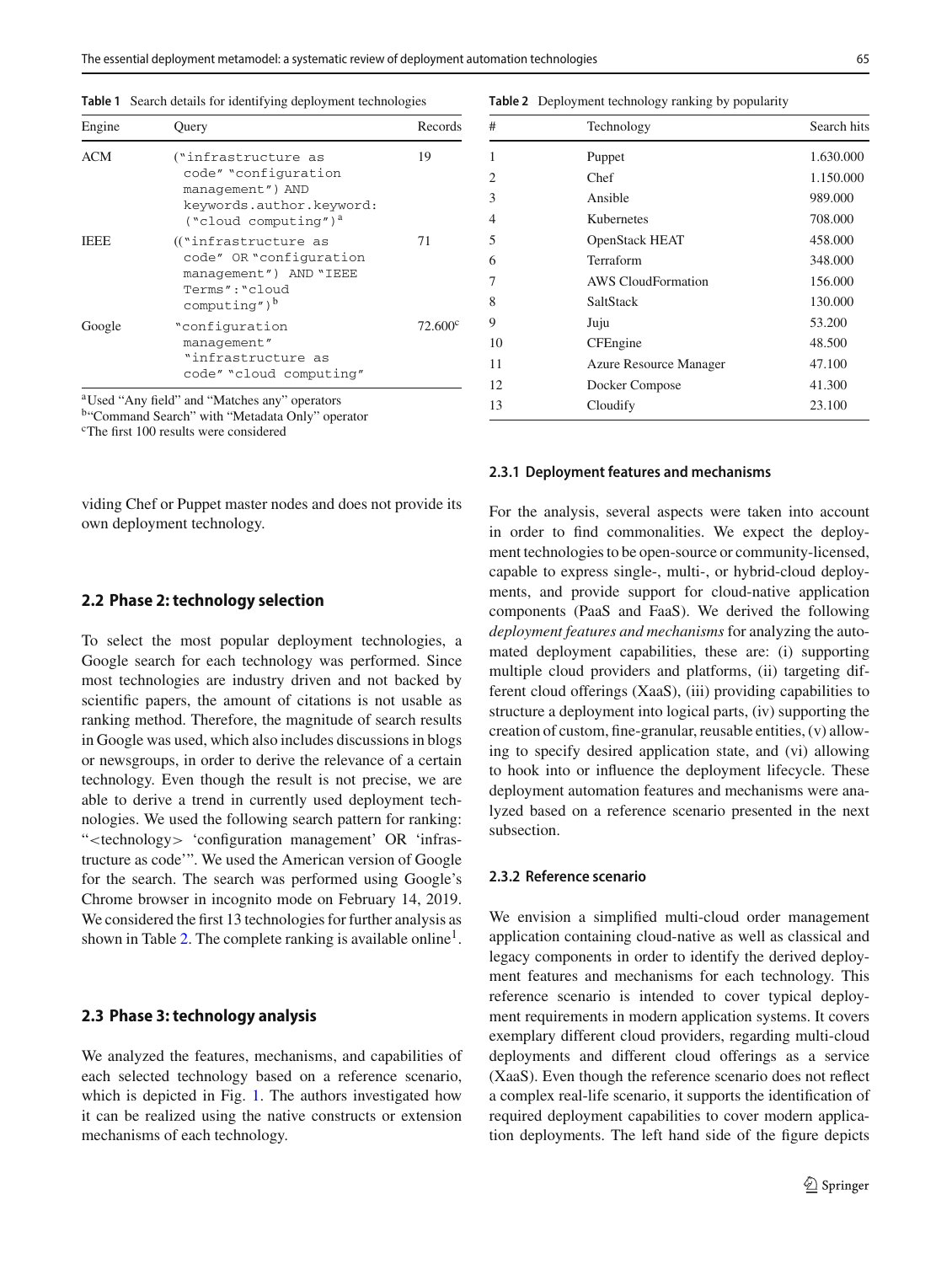**Table 1** Search details for identifying deployment technologies

| Engine | Query | Records |
| --- | --- | --- |
| ACM | ("infrastructure as code" "configuration management") AND keywords.author.keyword: ("cloud computing")[a] | 19 |
| IEEE | (("infrastructure as code" OR "configuration management") AND "IEEE Terms":"cloud computing")[b] | 71 |
| Google | "configuration management" "infrastructure as code" "cloud computing" | 72.600[c] |

[a]Used "Any field" and "Matches any" operators
[b]"Command Search" with "Metadata Only" operator
[c]The first 100 results were considered

viding Chef or Puppet master nodes and does not provide its own deployment technology.

## 2.2 Phase 2: technology selection

To select the most popular deployment technologies, a Google search for each technology was performed. Since most technologies are industry driven and not backed by scientific papers, the amount of citations is not usable as ranking method. Therefore, the magnitude of search results in Google was used, which also includes discussions in blogs or newsgroups, in order to derive the relevance of a certain technology. Even though the result is not precise, we are able to derive a trend in currently used deployment technologies. We used the following search pattern for ranking: "<technology> 'configuration management' OR 'infrastructure as code'". We used the American version of Google for the search. The search was performed using Google's Chrome browser in incognito mode on February 14, 2019. We considered the first 13 technologies for further analysis as shown in Table 2. The complete ranking is available online[1].

## 2.3 Phase 3: technology analysis

We analyzed the features, mechanisms, and capabilities of each selected technology based on a reference scenario, which is depicted in Fig. 1. The authors investigated how it can be realized using the native constructs or extension mechanisms of each technology.

**Table 2** Deployment technology ranking by popularity

| # | Technology | Search hits |
| --- | --- | --- |
| 1 | Puppet | 1.630.000 |
| 2 | Chef | 1.150.000 |
| 3 | Ansible | 989.000 |
| 4 | Kubernetes | 708.000 |
| 5 | OpenStack HEAT | 458.000 |
| 6 | Terraform | 348.000 |
| 7 | AWS CloudFormation | 156.000 |
| 8 | SaltStack | 130.000 |
| 9 | Juju | 53.200 |
| 10 | CFEngine | 48.500 |
| 11 | Azure Resource Manager | 47.100 |
| 12 | Docker Compose | 41.300 |
| 13 | Cloudify | 23.100 |

### 2.3.1 Deployment features and mechanisms

For the analysis, several aspects were taken into account in order to find commonalities. We expect the deployment technologies to be open-source or community-licensed, capable to express single-, multi-, or hybrid-cloud deployments, and provide support for cloud-native application components (PaaS and FaaS). We derived the following *deployment features and mechanisms* for analyzing the automated deployment capabilities, these are: (i) supporting multiple cloud providers and platforms, (ii) targeting different cloud offerings (XaaS), (iii) providing capabilities to structure a deployment into logical parts, (iv) supporting the creation of custom, fine-granular, reusable entities, (v) allowing to specify desired application state, and (vi) allowing to hook into or influence the deployment lifecycle. These deployment automation features and mechanisms were analyzed based on a reference scenario presented in the next subsection.

### 2.3.2 Reference scenario

We envision a simplified multi-cloud order management application containing cloud-native as well as classical and legacy components in order to identify the derived deployment features and mechanisms for each technology. This reference scenario is intended to cover typical deployment requirements in modern application systems. It covers exemplary different cloud providers, regarding multi-cloud deployments and different cloud offerings as a service (XaaS). Even though the reference scenario does not reflect a complex real-life scenario, it supports the identification of required deployment capabilities to cover modern application deployments. The left hand side of the figure depicts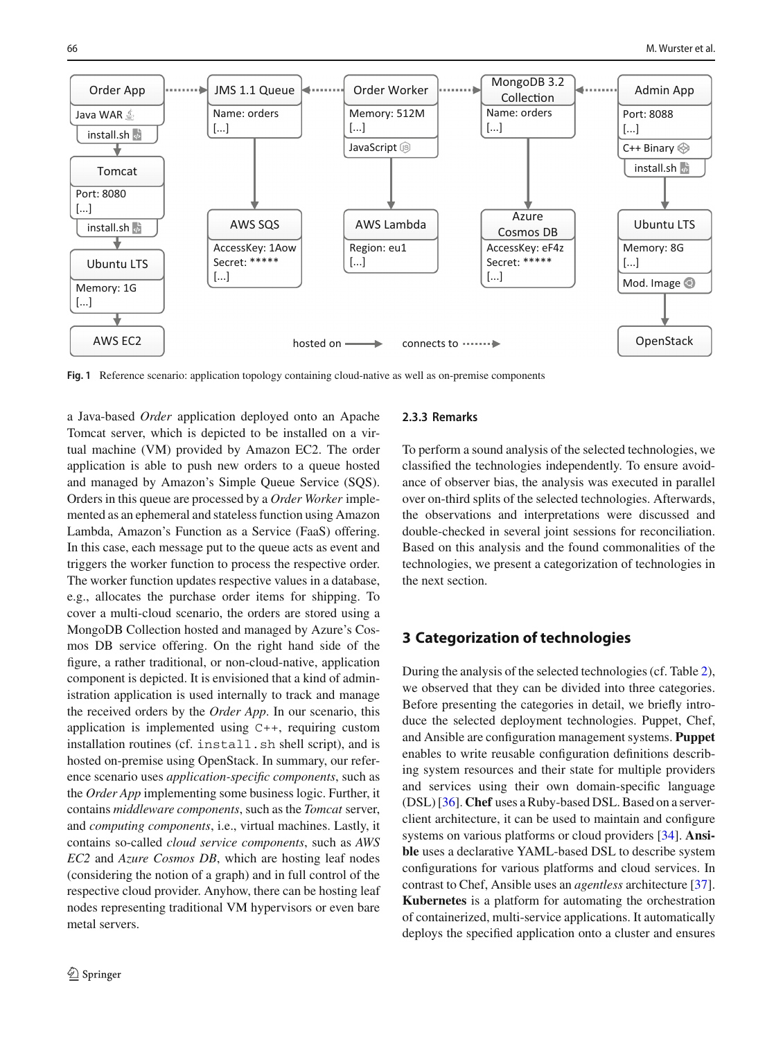**Fig. 1** Reference scenario: application topology containing cloud-native as well as on-premise components

a Java-based *Order* application deployed onto an Apache Tomcat server, which is depicted to be installed on a virtual machine (VM) provided by Amazon EC2. The order application is able to push new orders to a queue hosted and managed by Amazon's Simple Queue Service (SQS). Orders in this queue are processed by a *Order Worker* implemented as an ephemeral and stateless function using Amazon Lambda, Amazon's Function as a Service (FaaS) offering. In this case, each message put to the queue acts as event and triggers the worker function to process the respective order. The worker function updates respective values in a database, e.g., allocates the purchase order items for shipping. To cover a multi-cloud scenario, the orders are stored using a MongoDB Collection hosted and managed by Azure's Cosmos DB service offering. On the right hand side of the figure, a rather traditional, or non-cloud-native, application component is depicted. It is envisioned that a kind of administration application is used internally to track and manage the received orders by the *Order App*. In our scenario, this application is implemented using `C++`, requiring custom installation routines (cf. `install.sh` shell script), and is hosted on-premise using OpenStack. In summary, our reference scenario uses *application-specific components*, such as the *Order App* implementing some business logic. Further, it contains *middleware components*, such as the *Tomcat* server, and *computing components*, i.e., virtual machines. Lastly, it contains so-called *cloud service components*, such as *AWS EC2* and *Azure Cosmos DB*, which are hosting leaf nodes (considering the notion of a graph) and in full control of the respective cloud provider. Anyhow, there can be hosting leaf nodes representing traditional VM hypervisors or even bare metal servers.

### 2.3.3 Remarks

To perform a sound analysis of the selected technologies, we classified the technologies independently. To ensure avoidance of observer bias, the analysis was executed in parallel over on-third splits of the selected technologies. Afterwards, the observations and interpretations were discussed and double-checked in several joint sessions for reconciliation. Based on this analysis and the found commonalities of the technologies, we present a categorization of technologies in the next section.

## 3 Categorization of technologies

During the analysis of the selected technologies (cf. Table 2), we observed that they can be divided into three categories. Before presenting the categories in detail, we briefly introduce the selected deployment technologies. Puppet, Chef, and Ansible are configuration management systems. **Puppet** enables to write reusable configuration definitions describing system resources and their state for multiple providers and services using their own domain-specific language (DSL) [36]. **Chef** uses a Ruby-based DSL. Based on a server-client architecture, it can be used to maintain and configure systems on various platforms or cloud providers [34]. **Ansible** uses a declarative YAML-based DSL to describe system configurations for various platforms and cloud services. In contrast to Chef, Ansible uses an *agentless* architecture [37]. **Kubernetes** is a platform for automating the orchestration of containerized, multi-service applications. It automatically deploys the specified application onto a cluster and ensures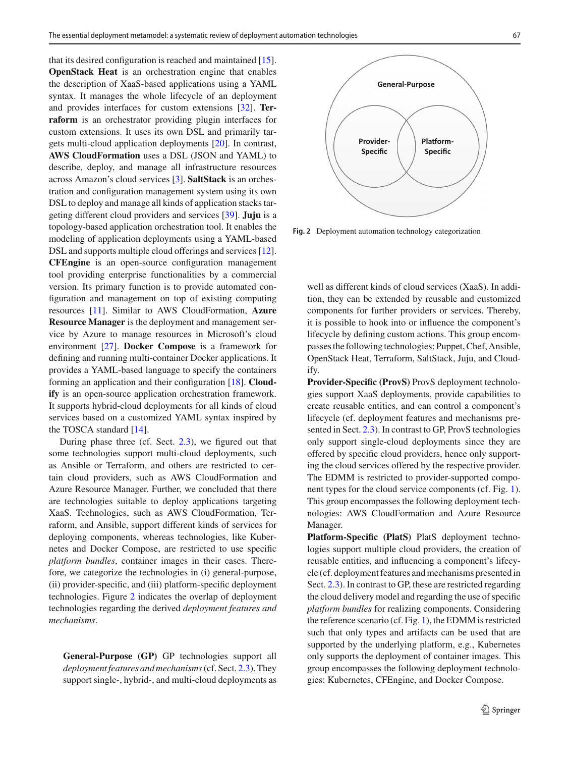that its desired configuration is reached and maintained [15]. **OpenStack Heat** is an orchestration engine that enables the description of XaaS-based applications using a YAML syntax. It manages the whole lifecycle of an deployment and provides interfaces for custom extensions [32]. **Terraform** is an orchestrator providing plugin interfaces for custom extensions. It uses its own DSL and primarily targets multi-cloud application deployments [20]. In contrast, **AWS CloudFormation** uses a DSL (JSON and YAML) to describe, deploy, and manage all infrastructure resources across Amazon's cloud services [3]. **SaltStack** is an orchestration and configuration management system using its own DSL to deploy and manage all kinds of application stacks targeting different cloud providers and services [39]. **Juju** is a topology-based application orchestration tool. It enables the modeling of application deployments using a YAML-based DSL and supports multiple cloud offerings and services [12]. **CFEngine** is an open-source configuration management tool providing enterprise functionalities by a commercial version. Its primary function is to provide automated configuration and management on top of existing computing resources [11]. Similar to AWS CloudFormation, **Azure Resource Manager** is the deployment and management service by Azure to manage resources in Microsoft's cloud environment [27]. **Docker Compose** is a framework for defining and running multi-container Docker applications. It provides a YAML-based language to specify the containers forming an application and their configuration [18]. **Cloudify** is an open-source application orchestration framework. It supports hybrid-cloud deployments for all kinds of cloud services based on a customized YAML syntax inspired by the TOSCA standard [14].

During phase three (cf. Sect. 2.3), we figured out that some technologies support multi-cloud deployments, such as Ansible or Terraform, and others are restricted to certain cloud providers, such as AWS CloudFormation and Azure Resource Manager. Further, we concluded that there are technologies suitable to deploy applications targeting XaaS. Technologies, such as AWS CloudFormation, Terraform, and Ansible, support different kinds of services for deploying components, whereas technologies, like Kubernetes and Docker Compose, are restricted to use specific *platform bundles*, container images in their cases. Therefore, we categorize the technologies in (i) general-purpose, (ii) provider-specific, and (iii) platform-specific deployment technologies. Figure 2 indicates the overlap of deployment technologies regarding the derived *deployment features and mechanisms*.

General-Purpose

Provider-Specific

Platform-Specific

**Fig. 2** Deployment automation technology categorization

**General-Purpose (GP)** GP technologies support all *deployment features and mechanisms* (cf. Sect. 2.3). They support single-, hybrid-, and multi-cloud deployments as well as different kinds of cloud services (XaaS). In addition, they can be extended by reusable and customized components for further providers or services. Thereby, it is possible to hook into or influence the component's lifecycle by defining custom actions. This group encompasses the following technologies: Puppet, Chef, Ansible, OpenStack Heat, Terraform, SaltStack, Juju, and Cloudify.

**Provider-Specific (ProvS)** ProvS deployment technologies support XaaS deployments, provide capabilities to create reusable entities, and can control a component's lifecycle (cf. deployment features and mechanisms presented in Sect. 2.3). In contrast to GP, ProvS technologies only support single-cloud deployments since they are offered by specific cloud providers, hence only supporting the cloud services offered by the respective provider. The EDMM is restricted to provider-supported component types for the cloud service components (cf. Fig. 1). This group encompasses the following deployment technologies: AWS CloudFormation and Azure Resource Manager.

**Platform-Specific (PlatS)** PlatS deployment technologies support multiple cloud providers, the creation of reusable entities, and influencing a component's lifecycle (cf. deployment features and mechanisms presented in Sect. 2.3). In contrast to GP, these are restricted regarding the cloud delivery model and regarding the use of specific *platform bundles* for realizing components. Considering the reference scenario (cf. Fig. 1), the EDMM is restricted such that only types and artifacts can be used that are supported by the underlying platform, e.g., Kubernetes only supports the deployment of container images. This group encompasses the following deployment technologies: Kubernetes, CFEngine, and Docker Compose.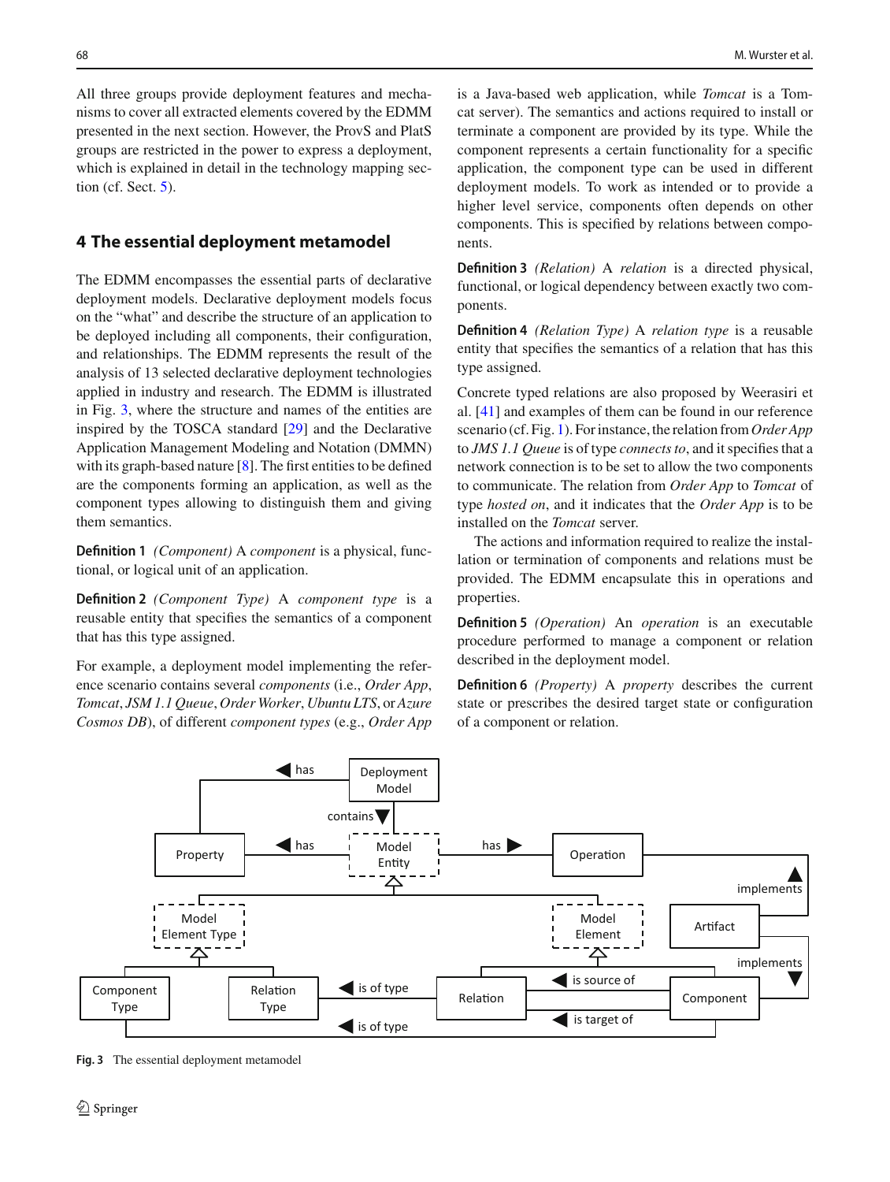All three groups provide deployment features and mechanisms to cover all extracted elements covered by the EDMM presented in the next section. However, the ProvS and PlatS groups are restricted in the power to express a deployment, which is explained in detail in the technology mapping section (cf. Sect. 5).

## 4 The essential deployment metamodel

The EDMM encompasses the essential parts of declarative deployment models. Declarative deployment models focus on the "what" and describe the structure of an application to be deployed including all components, their configuration, and relationships. The EDMM represents the result of the analysis of 13 selected declarative deployment technologies applied in industry and research. The EDMM is illustrated in Fig. 3, where the structure and names of the entities are inspired by the TOSCA standard [29] and the Declarative Application Management Modeling and Notation (DMMN) with its graph-based nature [8]. The first entities to be defined are the components forming an application, as well as the component types allowing to distinguish them and giving them semantics.

**Definition 1** *(Component)* A *component* is a physical, functional, or logical unit of an application.

**Definition 2** *(Component Type)* A *component type* is a reusable entity that specifies the semantics of a component that has this type assigned.

For example, a deployment model implementing the reference scenario contains several *components* (i.e., *Order App*, *Tomcat*, *JSM 1.1 Queue*, *Order Worker*, *Ubuntu LTS*, or *Azure Cosmos DB*), of different *component types* (e.g., *Order App* is a Java-based web application, while *Tomcat* is a Tomcat server). The semantics and actions required to install or terminate a component are provided by its type. While the component represents a certain functionality for a specific application, the component type can be used in different deployment models. To work as intended or to provide a higher level service, components often depends on other components. This is specified by relations between components.

**Definition 3** *(Relation)* A *relation* is a directed physical, functional, or logical dependency between exactly two components.

**Definition 4** *(Relation Type)* A *relation type* is a reusable entity that specifies the semantics of a relation that has this type assigned.

Concrete typed relations are also proposed by Weerasiri et al. [41] and examples of them can be found in our reference scenario (cf. Fig. 1). For instance, the relation from *Order App* to *JMS 1.1 Queue* is of type *connects to*, and it specifies that a network connection is to be set to allow the two components to communicate. The relation from *Order App* to *Tomcat* of type *hosted on*, and it indicates that the *Order App* is to be installed on the *Tomcat* server.

The actions and information required to realize the installation or termination of components and relations must be provided. The EDMM encapsulate this in operations and properties.

**Definition 5** *(Operation)* An *operation* is an executable procedure performed to manage a component or relation described in the deployment model.

**Definition 6** *(Property)* A *property* describes the current state or prescribes the desired target state or configuration of a component or relation.

**Fig. 3** The essential deployment metamodel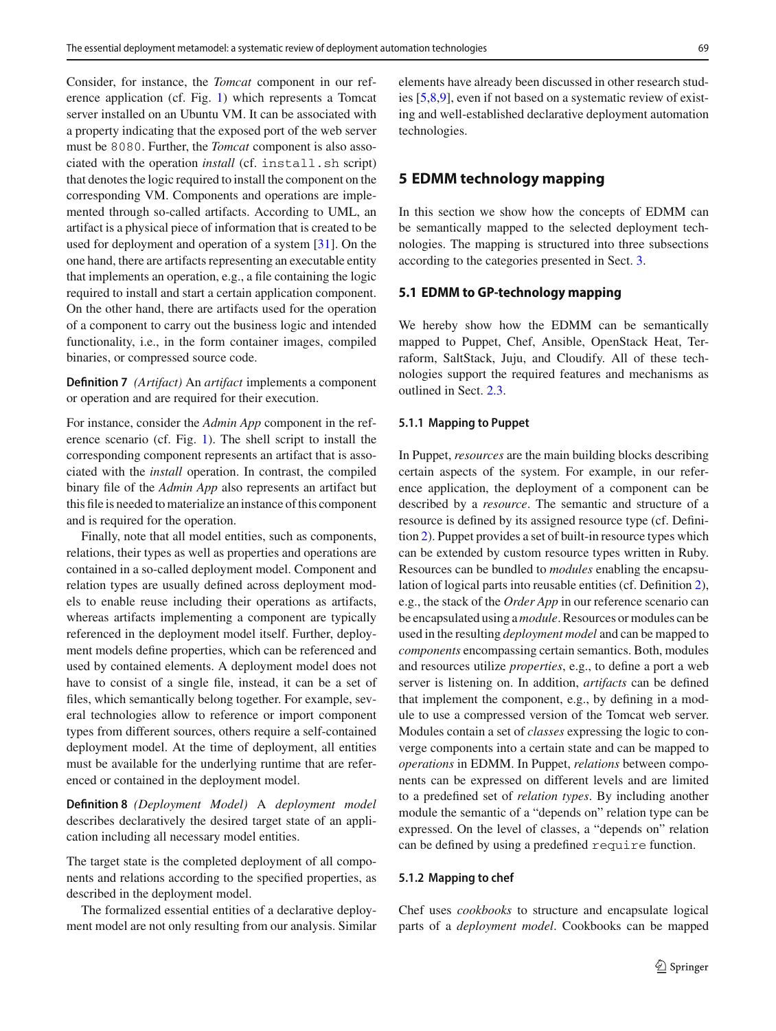Consider, for instance, the *Tomcat* component in our reference application (cf. Fig. 1) which represents a Tomcat server installed on an Ubuntu VM. It can be associated with a property indicating that the exposed port of the web server must be `8080`. Further, the *Tomcat* component is also associated with the operation *install* (cf. `install.sh` script) that denotes the logic required to install the component on the corresponding VM. Components and operations are implemented through so-called artifacts. According to UML, an artifact is a physical piece of information that is created to be used for deployment and operation of a system [31]. On the one hand, there are artifacts representing an executable entity that implements an operation, e.g., a file containing the logic required to install and start a certain application component. On the other hand, there are artifacts used for the operation of a component to carry out the business logic and intended functionality, i.e., in the form container images, compiled binaries, or compressed source code.

**Definition 7** *(Artifact)* An *artifact* implements a component or operation and are required for their execution.

For instance, consider the *Admin App* component in the reference scenario (cf. Fig. 1). The shell script to install the corresponding component represents an artifact that is associated with the *install* operation. In contrast, the compiled binary file of the *Admin App* also represents an artifact but this file is needed to materialize an instance of this component and is required for the operation.

Finally, note that all model entities, such as components, relations, their types as well as properties and operations are contained in a so-called deployment model. Component and relation types are usually defined across deployment models to enable reuse including their operations as artifacts, whereas artifacts implementing a component are typically referenced in the deployment model itself. Further, deployment models define properties, which can be referenced and used by contained elements. A deployment model does not have to consist of a single file, instead, it can be a set of files, which semantically belong together. For example, several technologies allow to reference or import component types from different sources, others require a self-contained deployment model. At the time of deployment, all entities must be available for the underlying runtime that are referenced or contained in the deployment model.

**Definition 8** *(Deployment Model)* A *deployment model* describes declaratively the desired target state of an application including all necessary model entities.

The target state is the completed deployment of all components and relations according to the specified properties, as described in the deployment model.

The formalized essential entities of a declarative deployment model are not only resulting from our analysis. Similar elements have already been discussed in other research studies [5,8,9], even if not based on a systematic review of existing and well-established declarative deployment automation technologies.

## 5 EDMM technology mapping

In this section we show how the concepts of EDMM can be semantically mapped to the selected deployment technologies. The mapping is structured into three subsections according to the categories presented in Sect. 3.

### 5.1 EDMM to GP-technology mapping

We hereby show how the EDMM can be semantically mapped to Puppet, Chef, Ansible, OpenStack Heat, Terraform, SaltStack, Juju, and Cloudify. All of these technologies support the required features and mechanisms as outlined in Sect. 2.3.

#### 5.1.1 Mapping to Puppet

In Puppet, *resources* are the main building blocks describing certain aspects of the system. For example, in our reference application, the deployment of a component can be described by a *resource*. The semantic and structure of a resource is defined by its assigned resource type (cf. Definition 2). Puppet provides a set of built-in resource types which can be extended by custom resource types written in Ruby. Resources can be bundled to *modules* enabling the encapsulation of logical parts into reusable entities (cf. Definition 2), e.g., the stack of the *Order App* in our reference scenario can be encapsulated using a *module*. Resources or modules can be used in the resulting *deployment model* and can be mapped to *components* encompassing certain semantics. Both, modules and resources utilize *properties*, e.g., to define a port a web server is listening on. In addition, *artifacts* can be defined that implement the component, e.g., by defining in a module to use a compressed version of the Tomcat web server. Modules contain a set of *classes* expressing the logic to converge components into a certain state and can be mapped to *operations* in EDMM. In Puppet, *relations* between components can be expressed on different levels and are limited to a predefined set of *relation types*. By including another module the semantic of a "depends on" relation type can be expressed. On the level of classes, a "depends on" relation can be defined by using a predefined `require` function.

#### 5.1.2 Mapping to chef

Chef uses *cookbooks* to structure and encapsulate logical parts of a *deployment model*. Cookbooks can be mapped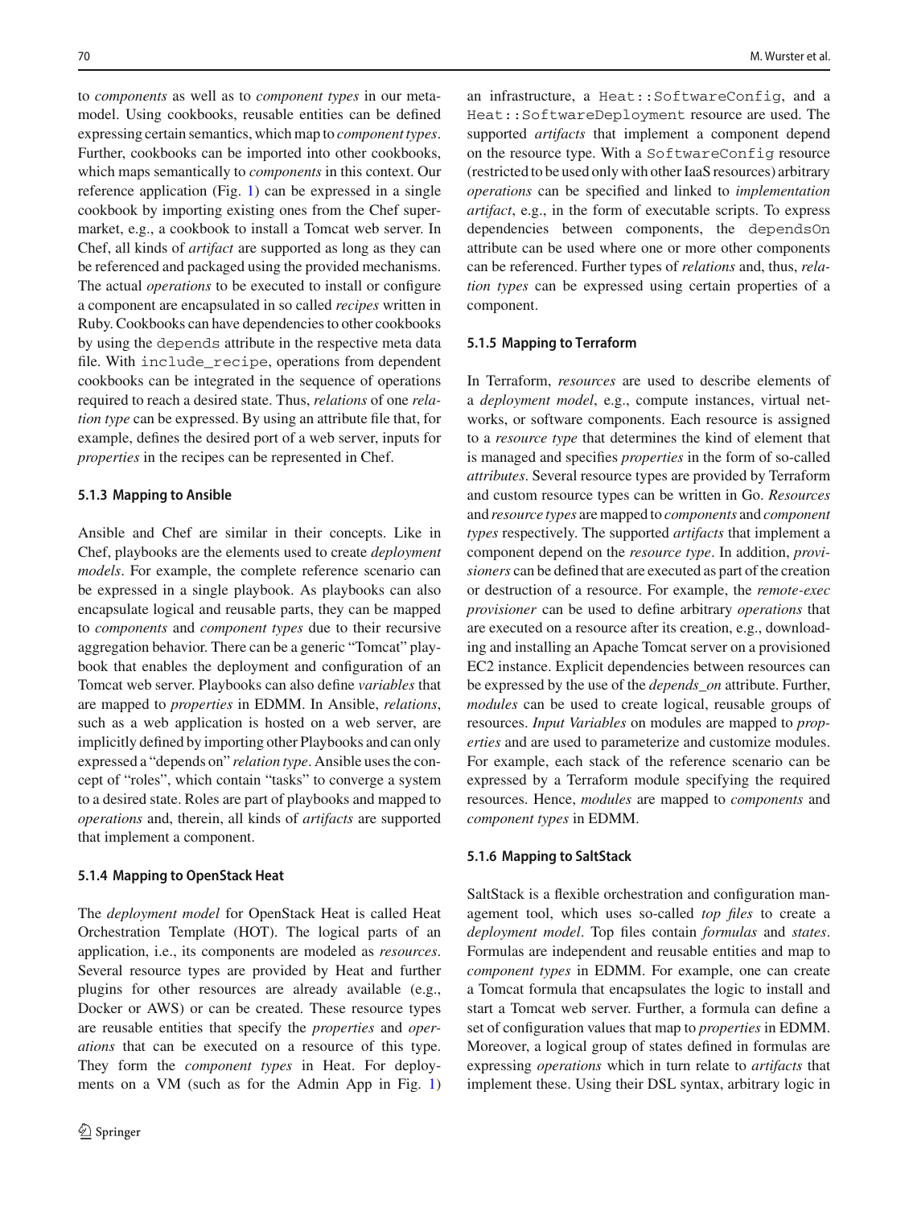to *components* as well as to *component types* in our metamodel. Using cookbooks, reusable entities can be defined expressing certain semantics, which map to *component types*. Further, cookbooks can be imported into other cookbooks, which maps semantically to *components* in this context. Our reference application (Fig. 1) can be expressed in a single cookbook by importing existing ones from the Chef supermarket, e.g., a cookbook to install a Tomcat web server. In Chef, all kinds of *artifact* are supported as long as they can be referenced and packaged using the provided mechanisms. The actual *operations* to be executed to install or configure a component are encapsulated in so called *recipes* written in Ruby. Cookbooks can have dependencies to other cookbooks by using the `depends` attribute in the respective meta data file. With `include_recipe`, operations from dependent cookbooks can be integrated in the sequence of operations required to reach a desired state. Thus, *relations* of one *relation type* can be expressed. By using an attribute file that, for example, defines the desired port of a web server, inputs for *properties* in the recipes can be represented in Chef.

#### 5.1.3 Mapping to Ansible

Ansible and Chef are similar in their concepts. Like in Chef, playbooks are the elements used to create *deployment models*. For example, the complete reference scenario can be expressed in a single playbook. As playbooks can also encapsulate logical and reusable parts, they can be mapped to *components* and *component types* due to their recursive aggregation behavior. There can be a generic "Tomcat" playbook that enables the deployment and configuration of an Tomcat web server. Playbooks can also define *variables* that are mapped to *properties* in EDMM. In Ansible, *relations*, such as a web application is hosted on a web server, are implicitly defined by importing other Playbooks and can only expressed a "depends on" *relation type*. Ansible uses the concept of "roles", which contain "tasks" to converge a system to a desired state. Roles are part of playbooks and mapped to *operations* and, therein, all kinds of *artifacts* are supported that implement a component.

#### 5.1.4 Mapping to OpenStack Heat

The *deployment model* for OpenStack Heat is called Heat Orchestration Template (HOT). The logical parts of an application, i.e., its components are modeled as *resources*. Several resource types are provided by Heat and further plugins for other resources are already available (e.g., Docker or AWS) or can be created. These resource types are reusable entities that specify the *properties* and *operations* that can be executed on a resource of this type. They form the *component types* in Heat. For deployments on a VM (such as for the Admin App in Fig. 1) an infrastructure, a `Heat::SoftwareConfig`, and a `Heat::SoftwareDeployment` resource are used. The supported *artifacts* that implement a component depend on the resource type. With a `SoftwareConfig` resource (restricted to be used only with other IaaS resources) arbitrary *operations* can be specified and linked to *implementation artifact*, e.g., in the form of executable scripts. To express dependencies between components, the `dependsOn` attribute can be used where one or more other components can be referenced. Further types of *relations* and, thus, *relation types* can be expressed using certain properties of a component.

#### 5.1.5 Mapping to Terraform

In Terraform, *resources* are used to describe elements of a *deployment model*, e.g., compute instances, virtual networks, or software components. Each resource is assigned to a *resource type* that determines the kind of element that is managed and specifies *properties* in the form of so-called *attributes*. Several resource types are provided by Terraform and custom resource types can be written in Go. *Resources* and *resource types* are mapped to *components* and *component types* respectively. The supported *artifacts* that implement a component depend on the *resource type*. In addition, *provisioners* can be defined that are executed as part of the creation or destruction of a resource. For example, the *remote-exec provisioner* can be used to define arbitrary *operations* that are executed on a resource after its creation, e.g., downloading and installing an Apache Tomcat server on a provisioned EC2 instance. Explicit dependencies between resources can be expressed by the use of the *depends_on* attribute. Further, *modules* can be used to create logical, reusable groups of resources. *Input Variables* on modules are mapped to *properties* and are used to parameterize and customize modules. For example, each stack of the reference scenario can be expressed by a Terraform module specifying the required resources. Hence, *modules* are mapped to *components* and *component types* in EDMM.

#### 5.1.6 Mapping to SaltStack

SaltStack is a flexible orchestration and configuration management tool, which uses so-called *top files* to create a *deployment model*. Top files contain *formulas* and *states*. Formulas are independent and reusable entities and map to *component types* in EDMM. For example, one can create a Tomcat formula that encapsulates the logic to install and start a Tomcat web server. Further, a formula can define a set of configuration values that map to *properties* in EDMM. Moreover, a logical group of states defined in formulas are expressing *operations* which in turn relate to *artifacts* that implement these. Using their DSL syntax, arbitrary logic in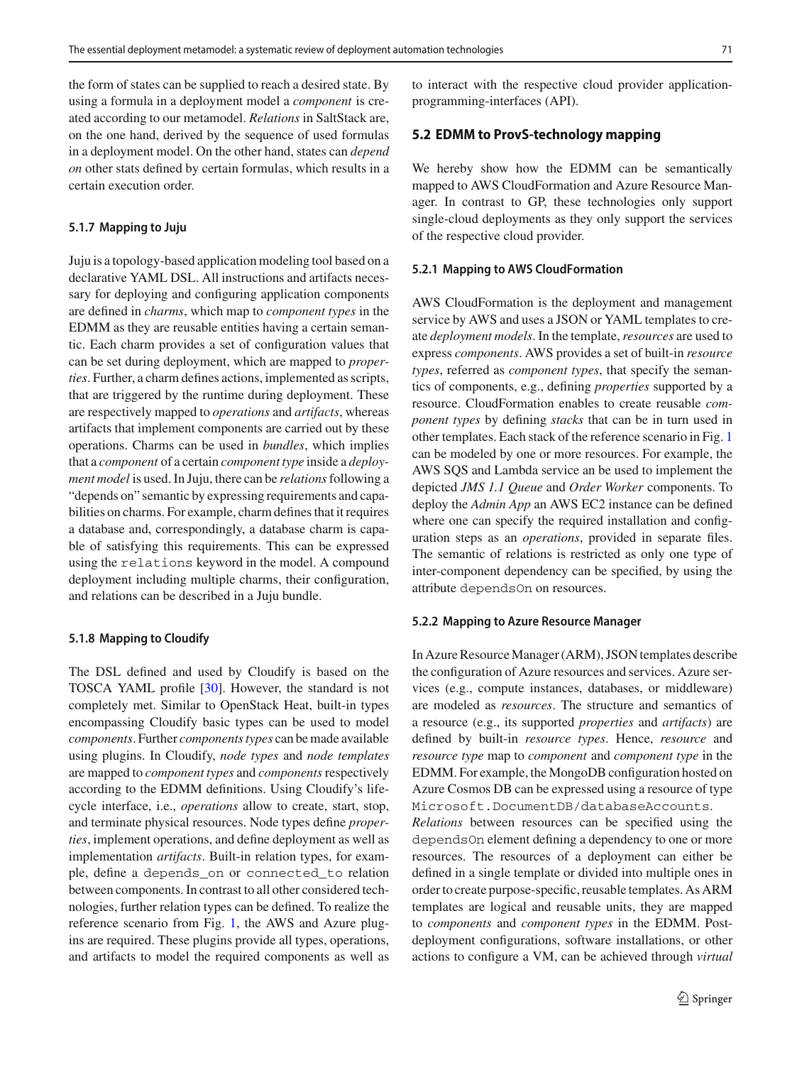the form of states can be supplied to reach a desired state. By using a formula in a deployment model a *component* is created according to our metamodel. *Relations* in SaltStack are, on the one hand, derived by the sequence of used formulas in a deployment model. On the other hand, states can *depend on* other stats defined by certain formulas, which results in a certain execution order.

#### 5.1.7 Mapping to Juju

Juju is a topology-based application modeling tool based on a declarative YAML DSL. All instructions and artifacts necessary for deploying and configuring application components are defined in *charms*, which map to *component types* in the EDMM as they are reusable entities having a certain semantic. Each charm provides a set of configuration values that can be set during deployment, which are mapped to *properties*. Further, a charm defines actions, implemented as scripts, that are triggered by the runtime during deployment. These are respectively mapped to *operations* and *artifacts*, whereas artifacts that implement components are carried out by these operations. Charms can be used in *bundles*, which implies that a *component* of a certain *component type* inside a *deployment model* is used. In Juju, there can be *relations* following a "depends on" semantic by expressing requirements and capabilities on charms. For example, charm defines that it requires a database and, correspondingly, a database charm is capable of satisfying this requirements. This can be expressed using the `relations` keyword in the model. A compound deployment including multiple charms, their configuration, and relations can be described in a Juju bundle.

#### 5.1.8 Mapping to Cloudify

The DSL defined and used by Cloudify is based on the TOSCA YAML profile [30]. However, the standard is not completely met. Similar to OpenStack Heat, built-in types encompassing Cloudify basic types can be used to model *components*. Further *components types* can be made available using plugins. In Cloudify, *node types* and *node templates* are mapped to *component types* and *components* respectively according to the EDMM definitions. Using Cloudify's lifecycle interface, i.e., *operations* allow to create, start, stop, and terminate physical resources. Node types define *properties*, implement operations, and define deployment as well as implementation *artifacts*. Built-in relation types, for example, define a `depends_on` or `connected_to` relation between components. In contrast to all other considered technologies, further relation types can be defined. To realize the reference scenario from Fig. 1, the AWS and Azure plugins are required. These plugins provide all types, operations, and artifacts to model the required components as well as to interact with the respective cloud provider application-programming-interfaces (API).

### 5.2 EDMM to ProvS-technology mapping

We hereby show how the EDMM can be semantically mapped to AWS CloudFormation and Azure Resource Manager. In contrast to GP, these technologies only support single-cloud deployments as they only support the services of the respective cloud provider.

#### 5.2.1 Mapping to AWS CloudFormation

AWS CloudFormation is the deployment and management service by AWS and uses a JSON or YAML templates to create *deployment models*. In the template, *resources* are used to express *components*. AWS provides a set of built-in *resource types*, referred as *component types*, that specify the semantics of components, e.g., defining *properties* supported by a resource. CloudFormation enables to create reusable *component types* by defining *stacks* that can be in turn used in other templates. Each stack of the reference scenario in Fig. 1 can be modeled by one or more resources. For example, the AWS SQS and Lambda service an be used to implement the depicted *JMS 1.1 Queue* and *Order Worker* components. To deploy the *Admin App* an AWS EC2 instance can be defined where one can specify the required installation and configuration steps as an *operations*, provided in separate files. The semantic of relations is restricted as only one type of inter-component dependency can be specified, by using the attribute `dependsOn` on resources.

#### 5.2.2 Mapping to Azure Resource Manager

In Azure Resource Manager (ARM), JSON templates describe the configuration of Azure resources and services. Azure services (e.g., compute instances, databases, or middleware) are modeled as *resources*. The structure and semantics of a resource (e.g., its supported *properties* and *artifacts*) are defined by built-in *resource types*. Hence, *resource* and *resource type* map to *component* and *component type* in the EDMM. For example, the MongoDB configuration hosted on Azure Cosmos DB can be expressed using a resource of type `Microsoft.DocumentDB/databaseAccounts`. *Relations* between resources can be specified using the `dependsOn` element defining a dependency to one or more resources. The resources of a deployment can either be defined in a single template or divided into multiple ones in order to create purpose-specific, reusable templates. As ARM templates are logical and reusable units, they are mapped to *components* and *component types* in the EDMM. Post-deployment configurations, software installations, or other actions to configure a VM, can be achieved through *virtual*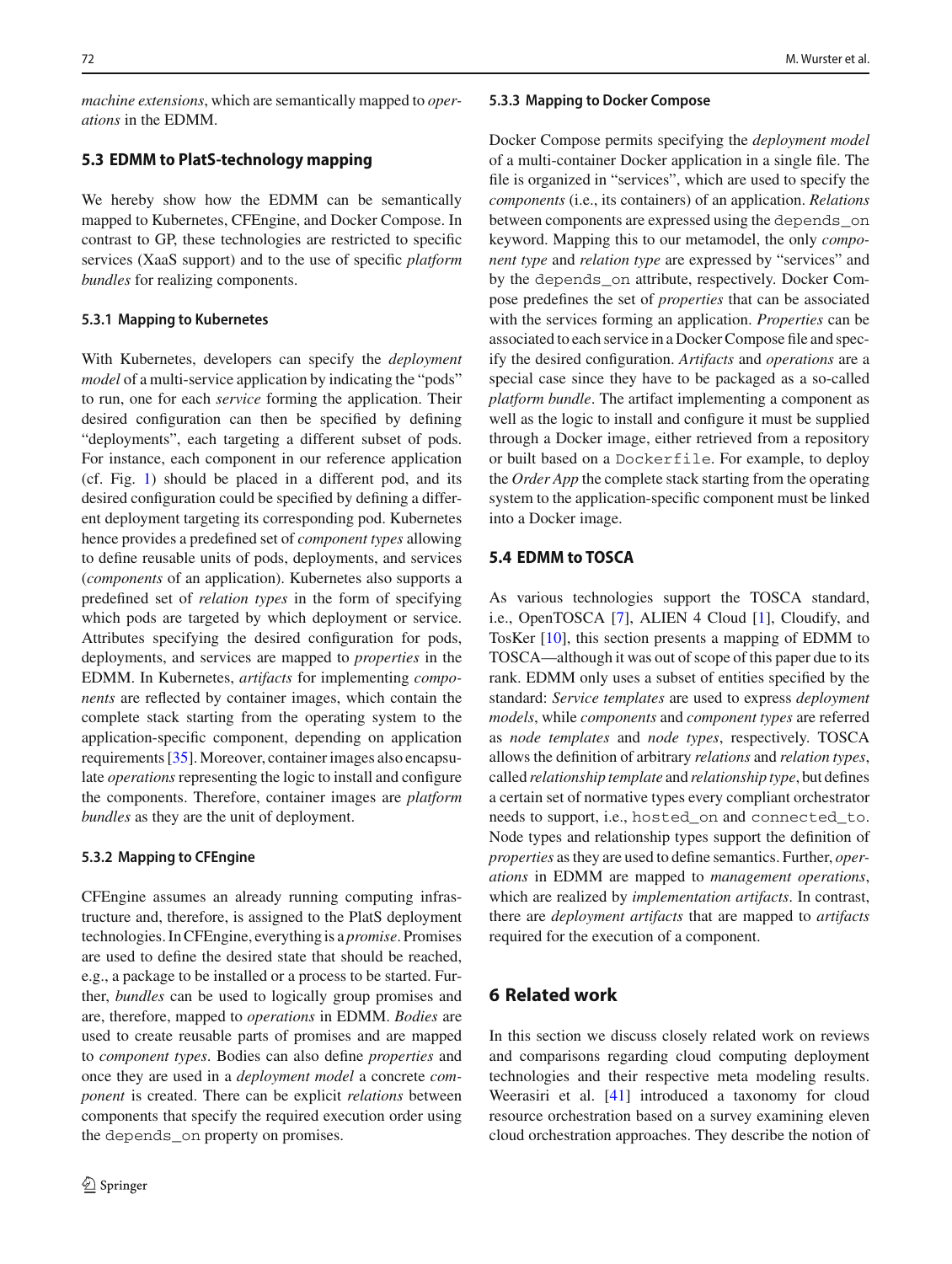*machine extensions*, which are semantically mapped to *operations* in the EDMM.

### 5.3 EDMM to PlatS-technology mapping

We hereby show how the EDMM can be semantically mapped to Kubernetes, CFEngine, and Docker Compose. In contrast to GP, these technologies are restricted to specific services (XaaS support) and to the use of specific *platform bundles* for realizing components.

#### 5.3.1 Mapping to Kubernetes

With Kubernetes, developers can specify the *deployment model* of a multi-service application by indicating the "pods" to run, one for each *service* forming the application. Their desired configuration can then be specified by defining "deployments", each targeting a different subset of pods. For instance, each component in our reference application (cf. Fig. 1) should be placed in a different pod, and its desired configuration could be specified by defining a different deployment targeting its corresponding pod. Kubernetes hence provides a predefined set of *component types* allowing to define reusable units of pods, deployments, and services (*components* of an application). Kubernetes also supports a predefined set of *relation types* in the form of specifying which pods are targeted by which deployment or service. Attributes specifying the desired configuration for pods, deployments, and services are mapped to *properties* in the EDMM. In Kubernetes, *artifacts* for implementing *components* are reflected by container images, which contain the complete stack starting from the operating system to the application-specific component, depending on application requirements [35]. Moreover, container images also encapsulate *operations* representing the logic to install and configure the components. Therefore, container images are *platform bundles* as they are the unit of deployment.

#### 5.3.2 Mapping to CFEngine

CFEngine assumes an already running computing infrastructure and, therefore, is assigned to the PlatS deployment technologies. In CFEngine, everything is a *promise*. Promises are used to define the desired state that should be reached, e.g., a package to be installed or a process to be started. Further, *bundles* can be used to logically group promises and are, therefore, mapped to *operations* in EDMM. *Bodies* are used to create reusable parts of promises and are mapped to *component types*. Bodies can also define *properties* and once they are used in a *deployment model* a concrete *component* is created. There can be explicit *relations* between components that specify the required execution order using the `depends_on` property on promises.

#### 5.3.3 Mapping to Docker Compose

Docker Compose permits specifying the *deployment model* of a multi-container Docker application in a single file. The file is organized in "services", which are used to specify the *components* (i.e., its containers) of an application. *Relations* between components are expressed using the `depends_on` keyword. Mapping this to our metamodel, the only *component type* and *relation type* are expressed by "services" and by the `depends_on` attribute, respectively. Docker Compose predefines the set of *properties* that can be associated with the services forming an application. *Properties* can be associated to each service in a Docker Compose file and specify the desired configuration. *Artifacts* and *operations* are a special case since they have to be packaged as a so-called *platform bundle*. The artifact implementing a component as well as the logic to install and configure it must be supplied through a Docker image, either retrieved from a repository or built based on a `Dockerfile`. For example, to deploy the *Order App* the complete stack starting from the operating system to the application-specific component must be linked into a Docker image.

### 5.4 EDMM to TOSCA

As various technologies support the TOSCA standard, i.e., OpenTOSCA [7], ALIEN 4 Cloud [1], Cloudify, and TosKer [10], this section presents a mapping of EDMM to TOSCA—although it was out of scope of this paper due to its rank. EDMM only uses a subset of entities specified by the standard: *Service templates* are used to express *deployment models*, while *components* and *component types* are referred as *node templates* and *node types*, respectively. TOSCA allows the definition of arbitrary *relations* and *relation types*, called *relationship template* and *relationship type*, but defines a certain set of normative types every compliant orchestrator needs to support, i.e., `hosted_on` and `connected_to`. Node types and relationship types support the definition of *properties* as they are used to define semantics. Further, *operations* in EDMM are mapped to *management operations*, which are realized by *implementation artifacts*. In contrast, there are *deployment artifacts* that are mapped to *artifacts* required for the execution of a component.

## 6 Related work

In this section we discuss closely related work on reviews and comparisons regarding cloud computing deployment technologies and their respective meta modeling results. Weerasiri et al. [41] introduced a taxonomy for cloud resource orchestration based on a survey examining eleven cloud orchestration approaches. They describe the notion of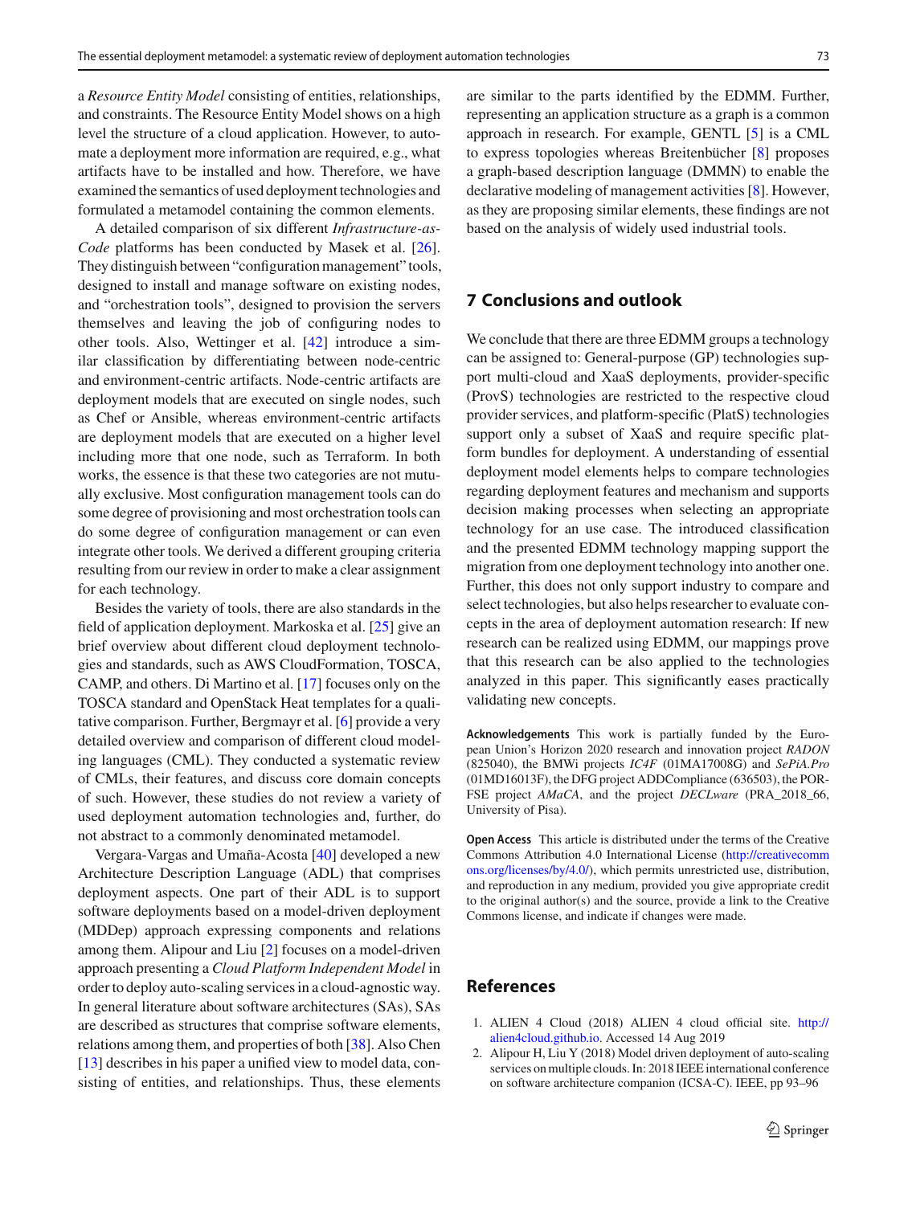a *Resource Entity Model* consisting of entities, relationships, and constraints. The Resource Entity Model shows on a high level the structure of a cloud application. However, to automate a deployment more information are required, e.g., what artifacts have to be installed and how. Therefore, we have examined the semantics of used deployment technologies and formulated a metamodel containing the common elements.

A detailed comparison of six different *Infrastructure-as-Code* platforms has been conducted by Masek et al. [26]. They distinguish between "configuration management" tools, designed to install and manage software on existing nodes, and "orchestration tools", designed to provision the servers themselves and leaving the job of configuring nodes to other tools. Also, Wettinger et al. [42] introduce a similar classification by differentiating between node-centric and environment-centric artifacts. Node-centric artifacts are deployment models that are executed on single nodes, such as Chef or Ansible, whereas environment-centric artifacts are deployment models that are executed on a higher level including more that one node, such as Terraform. In both works, the essence is that these two categories are not mutually exclusive. Most configuration management tools can do some degree of provisioning and most orchestration tools can do some degree of configuration management or can even integrate other tools. We derived a different grouping criteria resulting from our review in order to make a clear assignment for each technology.

Besides the variety of tools, there are also standards in the field of application deployment. Markoska et al. [25] give an brief overview about different cloud deployment technologies and standards, such as AWS CloudFormation, TOSCA, CAMP, and others. Di Martino et al. [17] focuses only on the TOSCA standard and OpenStack Heat templates for a qualitative comparison. Further, Bergmayr et al. [6] provide a very detailed overview and comparison of different cloud modeling languages (CML). They conducted a systematic review of CMLs, their features, and discuss core domain concepts of such. However, these studies do not review a variety of used deployment automation technologies and, further, do not abstract to a commonly denominated metamodel.

Vergara-Vargas and Umaña-Acosta [40] developed a new Architecture Description Language (ADL) that comprises deployment aspects. One part of their ADL is to support software deployments based on a model-driven deployment (MDDep) approach expressing components and relations among them. Alipour and Liu [2] focuses on a model-driven approach presenting a *Cloud Platform Independent Model* in order to deploy auto-scaling services in a cloud-agnostic way. In general literature about software architectures (SAs), SAs are described as structures that comprise software elements, relations among them, and properties of both [38]. Also Chen [13] describes in his paper a unified view to model data, consisting of entities, and relationships. Thus, these elements are similar to the parts identified by the EDMM. Further, representing an application structure as a graph is a common approach in research. For example, GENTL [5] is a CML to express topologies whereas Breitenbücher [8] proposes a graph-based description language (DMMN) to enable the declarative modeling of management activities [8]. However, as they are proposing similar elements, these findings are not based on the analysis of widely used industrial tools.

## 7 Conclusions and outlook

We conclude that there are three EDMM groups a technology can be assigned to: General-purpose (GP) technologies support multi-cloud and XaaS deployments, provider-specific (ProvS) technologies are restricted to the respective cloud provider services, and platform-specific (PlatS) technologies support only a subset of XaaS and require specific platform bundles for deployment. A understanding of essential deployment model elements helps to compare technologies regarding deployment features and mechanism and supports decision making processes when selecting an appropriate technology for an use case. The introduced classification and the presented EDMM technology mapping support the migration from one deployment technology into another one. Further, this does not only support industry to compare and select technologies, but also helps researcher to evaluate concepts in the area of deployment automation research: If new research can be realized using EDMM, our mappings prove that this research can be also applied to the technologies analyzed in this paper. This significantly eases practically validating new concepts.

**Acknowledgements** This work is partially funded by the European Union's Horizon 2020 research and innovation project *RADON* (825040), the BMWi projects *IC4F* (01MA17008G) and *SePiA.Pro* (01MD16013F), the DFG project ADDCompliance (636503), the PORFSE project *AMaCA*, and the project *DECLware* (PRA_2018_66, University of Pisa).

**Open Access** This article is distributed under the terms of the Creative Commons Attribution 4.0 International License (http://creativecommons.org/licenses/by/4.0/), which permits unrestricted use, distribution, and reproduction in any medium, provided you give appropriate credit to the original author(s) and the source, provide a link to the Creative Commons license, and indicate if changes were made.

## References

1. ALIEN 4 Cloud (2018) ALIEN 4 cloud official site. http://alien4cloud.github.io. Accessed 14 Aug 2019
2. Alipour H, Liu Y (2018) Model driven deployment of auto-scaling services on multiple clouds. In: 2018 IEEE international conference on software architecture companion (ICSA-C). IEEE, pp 93–96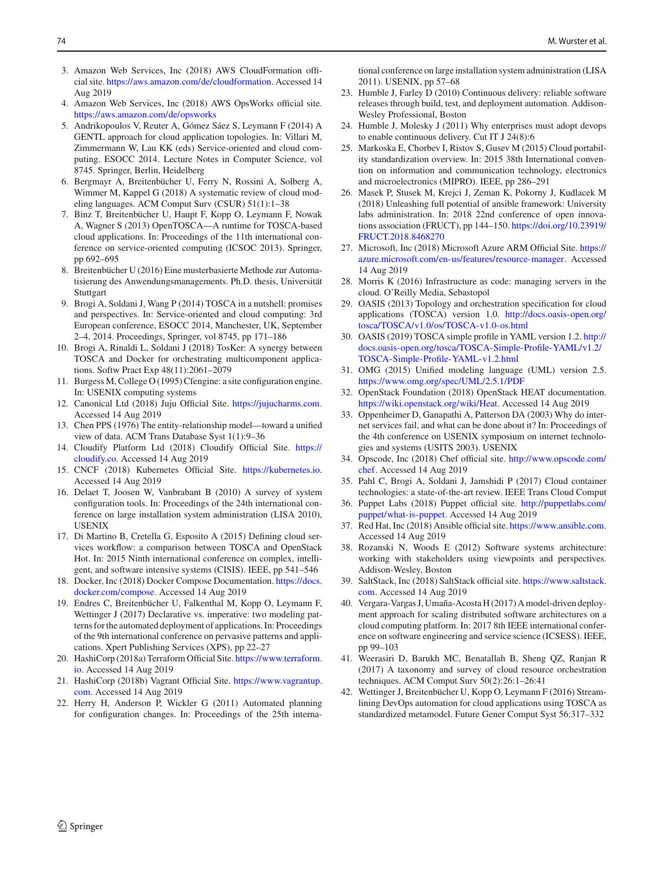3. Amazon Web Services, Inc (2018) AWS CloudFormation official site. https://aws.amazon.com/de/cloudformation. Accessed 14 Aug 2019
4. Amazon Web Services, Inc (2018) AWS OpsWorks official site. https://aws.amazon.com/de/opsworks
5. Andrikopoulos V, Reuter A, Gómez Sáez S, Leymann F (2014) A GENTL approach for cloud application topologies. In: Villari M, Zimmermann W, Lau KK (eds) Service-oriented and cloud computing. ESOCC 2014. Lecture Notes in Computer Science, vol 8745. Springer, Berlin, Heidelberg
6. Bergmayr A, Breitenbücher U, Ferry N, Rossini A, Solberg A, Wimmer M, Kappel G (2018) A systematic review of cloud modeling languages. ACM Comput Surv (CSUR) 51(1):1–38
7. Binz T, Breitenbücher U, Haupt F, Kopp O, Leymann F, Nowak A, Wagner S (2013) OpenTOSCA—A runtime for TOSCA-based cloud applications. In: Proceedings of the 11th international conference on service-oriented computing (ICSOC 2013). Springer, pp 692–695
8. Breitenbücher U (2016) Eine musterbasierte Methode zur Automatisierung des Anwendungsmanagements. Ph.D. thesis, Universität Stuttgart
9. Brogi A, Soldani J, Wang P (2014) TOSCA in a nutshell: promises and perspectives. In: Service-oriented and cloud computing: 3rd European conference, ESOCC 2014, Manchester, UK, September 2–4, 2014. Proceedings, Springer, vol 8745, pp 171–186
10. Brogi A, Rinaldi L, Soldani J (2018) TosKer: A synergy between TOSCA and Docker for orchestrating multicomponent applications. Softw Pract Exp 48(11):2061–2079
11. Burgess M, College O (1995) Cfengine: a site configuration engine. In: USENIX computing systems
12. Canonical Ltd (2018) Juju Official Site. https://jujucharms.com. Accessed 14 Aug 2019
13. Chen PPS (1976) The entity-relationship model—toward a unified view of data. ACM Trans Database Syst 1(1):9–36
14. Cloudify Platform Ltd (2018) Cloudify Official Site. https://cloudify.co. Accessed 14 Aug 2019
15. CNCF (2018) Kubernetes Official Site. https://kubernetes.io. Accessed 14 Aug 2019
16. Delaet T, Joosen W, Vanbrabant B (2010) A survey of system configuration tools. In: Proceedings of the 24th international conference on large installation system administration (LISA 2010), USENIX
17. Di Martino B, Cretella G, Esposito A (2015) Defining cloud services workflow: a comparison between TOSCA and OpenStack Hot. In: 2015 Ninth international conference on complex, intelligent, and software intensive systems (CISIS). IEEE, pp 541–546
18. Docker, Inc (2018) Docker Compose Documentation. https://docs.docker.com/compose. Accessed 14 Aug 2019
19. Endres C, Breitenbücher U, Falkenthal M, Kopp O, Leymann F, Wettinger J (2017) Declarative vs. imperative: two modeling patterns for the automated deployment of applications. In: Proceedings of the 9th international conference on pervasive patterns and applications. Xpert Publishing Services (XPS), pp 22–27
20. HashiCorp (2018a) Terraform Official Site. https://www.terraform.io. Accessed 14 Aug 2019
21. HashiCorp (2018b) Vagrant Official Site. https://www.vagrantup.com. Accessed 14 Aug 2019
22. Herry H, Anderson P, Wickler G (2011) Automated planning for configuration changes. In: Proceedings of the 25th international conference on large installation system administration (LISA 2011). USENIX, pp 57–68
23. Humble J, Farley D (2010) Continuous delivery: reliable software releases through build, test, and deployment automation. Addison-Wesley Professional, Boston
24. Humble J, Molesky J (2011) Why enterprises must adopt devops to enable continuous delivery. Cut IT J 24(8):6
25. Markoska E, Chorbev I, Ristov S, Gusev M (2015) Cloud portability standardization overview. In: 2015 38th International convention on information and communication technology, electronics and microelectronics (MIPRO). IEEE, pp 286–291
26. Masek P, Stusek M, Krejci J, Zeman K, Pokorny J, Kudlacek M (2018) Unleashing full potential of ansible framework: University labs administration. In: 2018 22nd conference of open innovations association (FRUCT), pp 144–150. https://doi.org/10.23919/FRUCT.2018.8468270
27. Microsoft, Inc (2018) Microsoft Azure ARM Official Site. https://azure.microsoft.com/en-us/features/resource-manager. Accessed 14 Aug 2019
28. Morris K (2016) Infrastructure as code: managing servers in the cloud. O'Reilly Media, Sebastopol
29. OASIS (2013) Topology and orchestration specification for cloud applications (TOSCA) version 1.0. http://docs.oasis-open.org/tosca/TOSCA/v1.0/os/TOSCA-v1.0-os.html
30. OASIS (2019) TOSCA simple profile in YAML version 1.2. http://docs.oasis-open.org/tosca/TOSCA-Simple-Profile-YAML/v1.2/TOSCA-Simple-Profile-YAML-v1.2.html
31. OMG (2015) Unified modeling language (UML) version 2.5. https://www.omg.org/spec/UML/2.5.1/PDF
32. OpenStack Foundation (2018) OpenStack HEAT documentation. https://wiki.openstack.org/wiki/Heat. Accessed 14 Aug 2019
33. Oppenheimer D, Ganapathi A, Patterson DA (2003) Why do internet services fail, and what can be done about it? In: Proceedings of the 4th conference on USENIX symposium on internet technologies and systems (USITS 2003). USENIX
34. Opscode, Inc (2018) Chef official site. http://www.opscode.com/chef. Accessed 14 Aug 2019
35. Pahl C, Brogi A, Soldani J, Jamshidi P (2017) Cloud container technologies: a state-of-the-art review. IEEE Trans Cloud Comput
36. Puppet Labs (2018) Puppet official site. http://puppetlabs.com/puppet/what-is-puppet. Accessed 14 Aug 2019
37. Red Hat, Inc (2018) Ansible official site. https://www.ansible.com. Accessed 14 Aug 2019
38. Rozanski N, Woods E (2012) Software systems architecture: working with stakeholders using viewpoints and perspectives. Addison-Wesley, Boston
39. SaltStack, Inc (2018) SaltStack official site. https://www.saltstack.com. Accessed 14 Aug 2019
40. Vergara-Vargas J, Umaña-Acosta H (2017) A model-driven deployment approach for scaling distributed software architectures on a cloud computing platform. In: 2017 8th IEEE international conference on software engineering and service science (ICSESS). IEEE, pp 99–103
41. Weerasiri D, Barukh MC, Benatallah B, Sheng QZ, Ranjan R (2017) A taxonomy and survey of cloud resource orchestration techniques. ACM Comput Surv 50(2):26:1–26:41
42. Wettinger J, Breitenbücher U, Kopp O, Leymann F (2016) Streamlining DevOps automation for cloud applications using TOSCA as standardized metamodel. Future Gener Comput Syst 56:317–332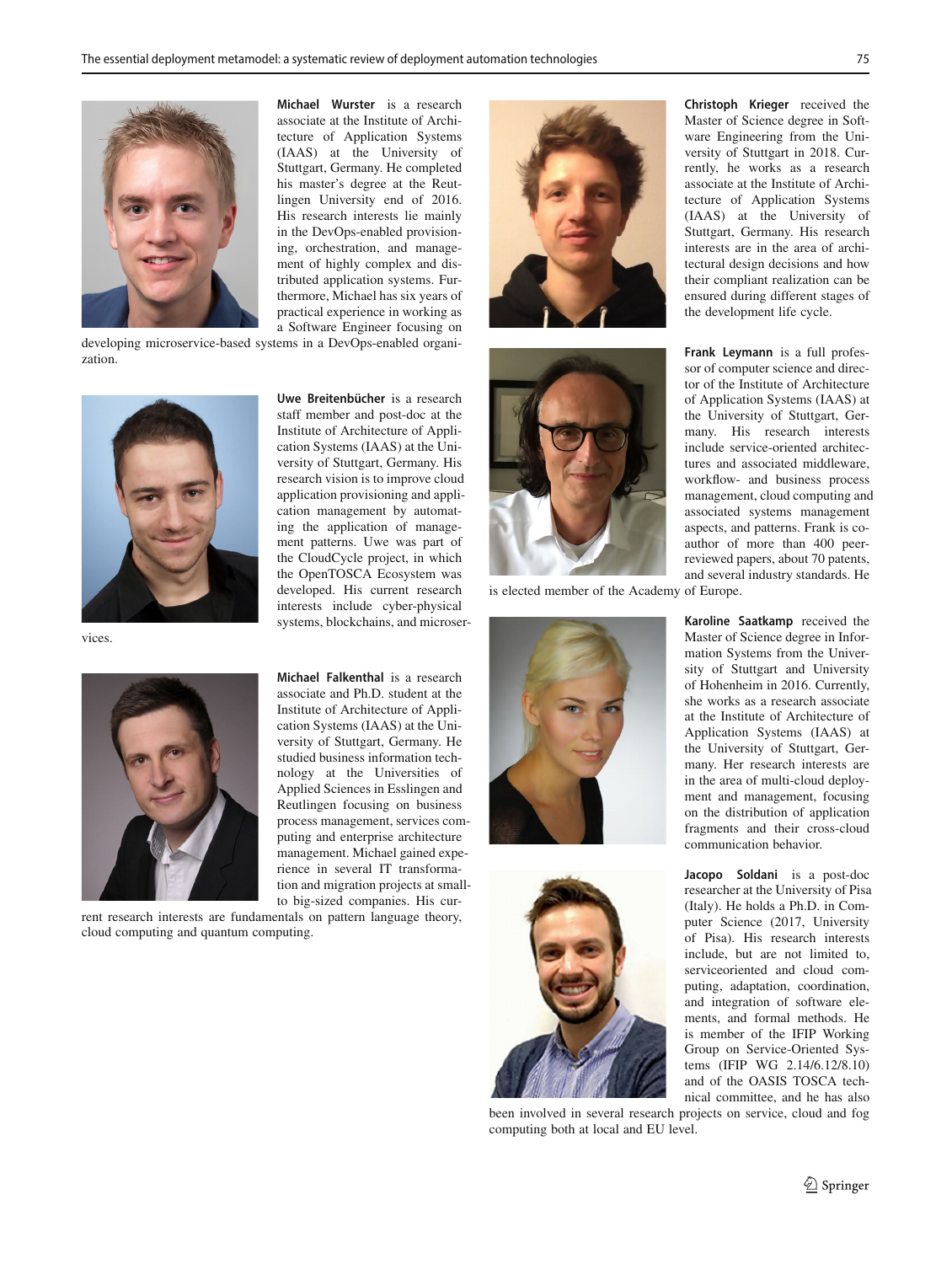**Michael Wurster** is a research associate at the Institute of Architecture of Application Systems (IAAS) at the University of Stuttgart, Germany. He completed his master's degree at the Reutlingen University end of 2016. His research interests lie mainly in the DevOps-enabled provisioning, orchestration, and management of highly complex and distributed application systems. Furthermore, Michael has six years of practical experience in working as a Software Engineer focusing on developing microservice-based systems in a DevOps-enabled organization.

**Uwe Breitenbücher** is a research staff member and post-doc at the Institute of Architecture of Application Systems (IAAS) at the University of Stuttgart, Germany. His research vision is to improve cloud application provisioning and application management by automating the application of management patterns. Uwe was part of the CloudCycle project, in which the OpenTOSCA Ecosystem was developed. His current research interests include cyber-physical systems, blockchains, and microservices.

**Michael Falkenthal** is a research associate and Ph.D. student at the Institute of Architecture of Application Systems (IAAS) at the University of Stuttgart, Germany. He studied business information technology at the Universities of Applied Sciences in Esslingen and Reutlingen focusing on business process management, services computing and enterprise architecture management. Michael gained experience in several IT transformation and migration projects at small- to big-sized companies. His current research interests are fundamentals on pattern language theory, cloud computing and quantum computing.

**Christoph Krieger** received the Master of Science degree in Software Engineering from the University of Stuttgart in 2018. Currently, he works as a research associate at the Institute of Architecture of Application Systems (IAAS) at the University of Stuttgart, Germany. His research interests are in the area of architectural design decisions and how their compliant realization can be ensured during different stages of the development life cycle.

**Frank Leymann** is a full professor of computer science and director of the Institute of Architecture of Application Systems (IAAS) at the University of Stuttgart, Germany. His research interests include service-oriented architectures and associated middleware, workflow- and business process management, cloud computing and associated systems management aspects, and patterns. Frank is co-author of more than 400 peer-reviewed papers, about 70 patents, and several industry standards. He is elected member of the Academy of Europe.

**Karoline Saatkamp** received the Master of Science degree in Information Systems from the University of Stuttgart and University of Hohenheim in 2016. Currently, she works as a research associate at the Institute of Architecture of Application Systems (IAAS) at the University of Stuttgart, Germany. Her research interests are in the area of multi-cloud deployment and management, focusing on the distribution of application fragments and their cross-cloud communication behavior.

**Jacopo Soldani** is a post-doc researcher at the University of Pisa (Italy). He holds a Ph.D. in Computer Science (2017, University of Pisa). His research interests include, but are not limited to, serviceoriented and cloud computing, adaptation, coordination, and integration of software elements, and formal methods. He is member of the IFIP Working Group on Service-Oriented Systems (IFIP WG 2.14/6.12/8.10) and of the OASIS TOSCA technical committee, and he has also been involved in several research projects on service, cloud and fog computing both at local and EU level.